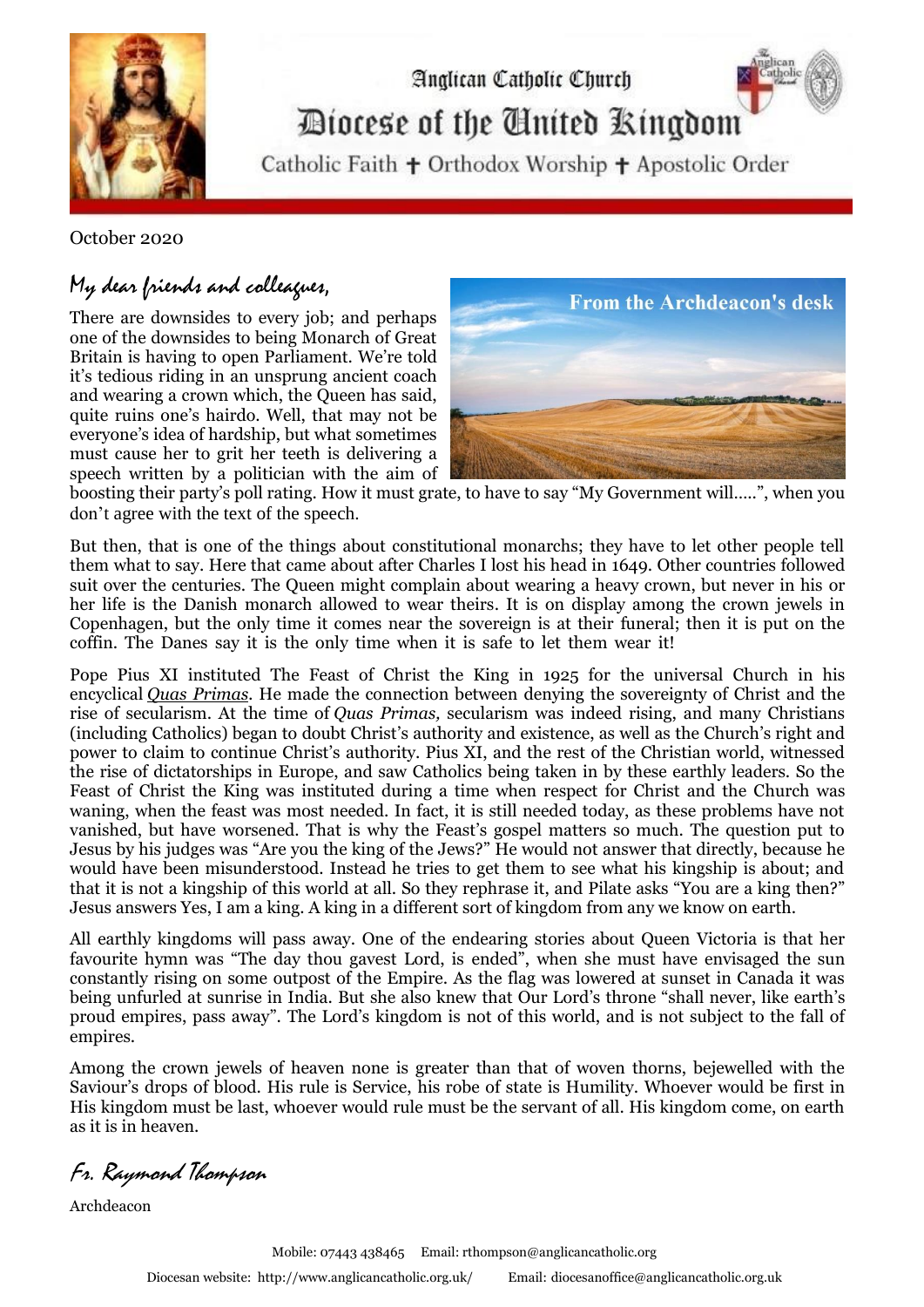Anglican Catholic Church

# Diocese of the United Kingdom

Catholic Faith ✝ Orthodox Worship ✝ Apostolic Order

October 2020

From the Archdeacon's desk

*My dear friends and colleagues,*

There are downsides to every job; and perhaps one of the downsides to being Monarch of Great Britain is having to open Parliament. We're told it's tedious riding in an unsprung ancient coach and wearing a crown which, the Queen has said, quite ruins one's hairdo. Well, that may not be everyone's idea of hardship, but what sometimes must cause her to grit her teeth is delivering a speech written by a politician with the aim of boosting their party's poll rating. How it must grate, to have to say "My Government will.....", when you don't agree with the text of the speech.

But then, that is one of the things about constitutional monarchs; they have to let other people tell them what to say. Here that came about after Charles I lost his head in 1649. Other countries followed suit over the centuries. The Queen might complain about wearing a heavy crown, but never in his or her life is the Danish monarch allowed to wear theirs. It is on display among the crown jewels in Copenhagen, but the only time it comes near the sovereign is at their funeral; then it is put on the coffin. The Danes say it is the only time when it is safe to let them wear it!

Pope Pius XI instituted The Feast of Christ the King in 1925 for the universal Church in his encyclical *Quas Primas*. He made the connection between denying the sovereignty of Christ and the rise of secularism. At the time of *Quas Primas,* secularism was indeed rising, and many Christians (including Catholics) began to doubt Christ's authority and existence, as well as the Church's right and power to claim to continue Christ's authority. Pius XI, and the rest of the Christian world, witnessed the rise of dictatorships in Europe, and saw Catholics being taken in by these earthly leaders. So the Feast of Christ the King was instituted during a time when respect for Christ and the Church was waning, when the feast was most needed. In fact, it is still needed today, as these problems have not vanished, but have worsened. That is why the Feast's gospel matters so much. The question put to Jesus by his judges was "Are you the king of the Jews?" He would not answer that directly, because he would have been misunderstood. Instead he tries to get them to see what his kingship is about; and that it is not a kingship of this world at all. So they rephrase it, and Pilate asks "You are a king then?" Jesus answers Yes, I am a king. A king in a different sort of kingdom from any we know on earth.

All earthly kingdoms will pass away. One of the endearing stories about Queen Victoria is that her favourite hymn was "The day thou gavest Lord, is ended", when she must have envisaged the sun constantly rising on some outpost of the Empire. As the flag was lowered at sunset in Canada it was being unfurled at sunrise in India. But she also knew that Our Lord's throne "shall never, like earth's proud empires, pass away". The Lord's kingdom is not of this world, and is not subject to the fall of empires.

Among the crown jewels of heaven none is greater than that of woven thorns, bejewelled with the Saviour's drops of blood. His rule is Service, his robe of state is Humility. Whoever would be first in His kingdom must be last, whoever would rule must be the servant of all. His kingdom come, on earth as it is in heaven.

*Fr. Raymond Thompson*

Archdeacon

Mobile: 07443 438465 Email: rthompson@anglicancatholic.org

Diocesan website: http://www.anglicancatholic.org.uk/ Email: diocesanoffice@anglicancatholic.org.uk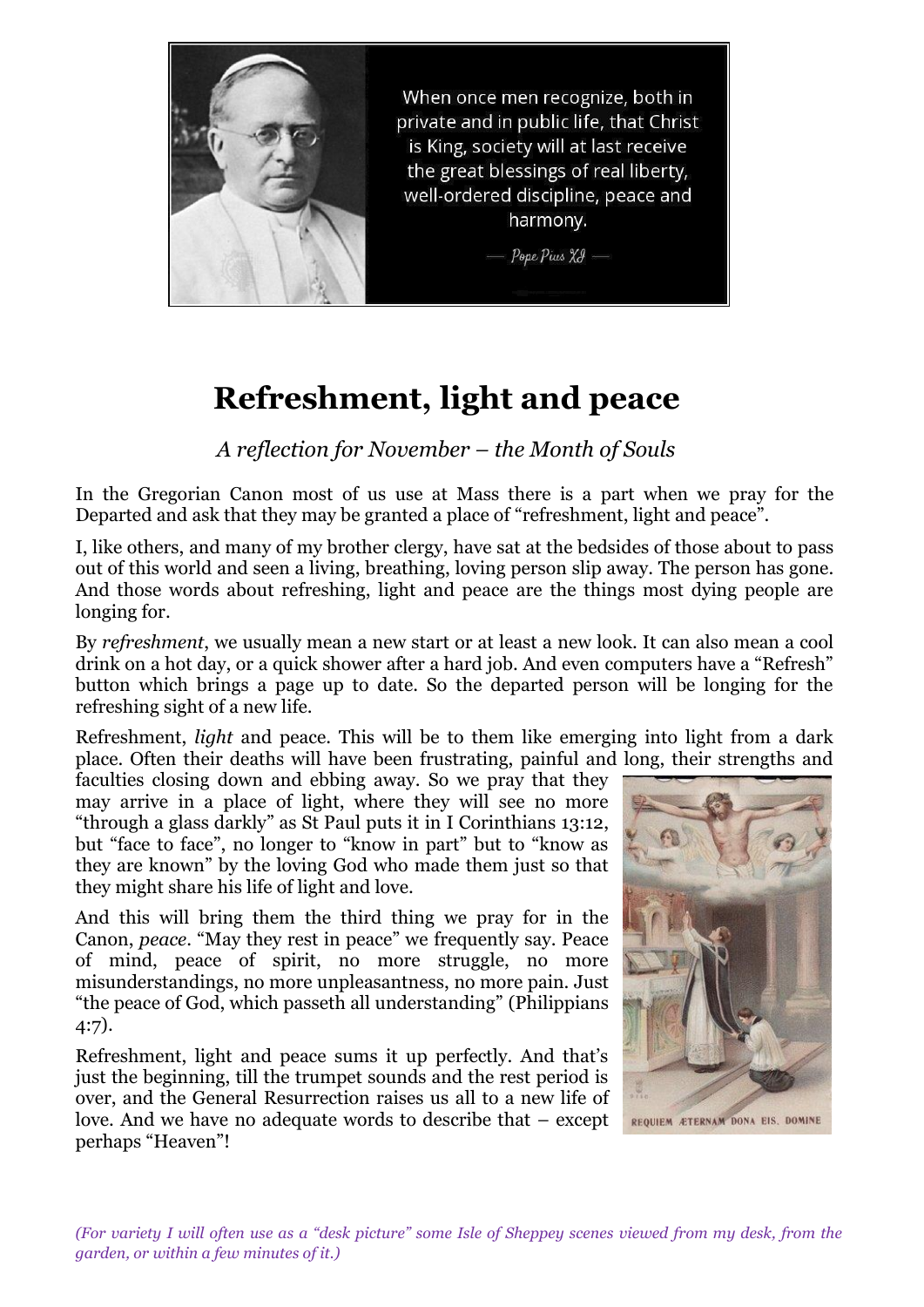When once men recognize, both in private and in public life, that Christ is King, society will at last receive the great blessings of real liberty, well-ordered discipline, peace and harmony.

— Pope Pius XI —

# Refreshment, light and peace

*A reflection for November – the Month of Souls*

In the Gregorian Canon most of us use at Mass there is a part when we pray for the Departed and ask that they may be granted a place of "refreshment, light and peace".

I, like others, and many of my brother clergy, have sat at the bedsides of those about to pass out of this world and seen a living, breathing, loving person slip away. The person has gone. And those words about refreshing, light and peace are the things most dying people are longing for.

By *refreshment*, we usually mean a new start or at least a new look. It can also mean a cool drink on a hot day, or a quick shower after a hard job. And even computers have a "Refresh" button which brings a page up to date. So the departed person will be longing for the refreshing sight of a new life.

Refreshment, *light* and peace. This will be to them like emerging into light from a dark place. Often their deaths will have been frustrating, painful and long, their strengths and faculties closing down and ebbing away. So we pray that they may arrive in a place of light, where they will see no more "through a glass darkly" as St Paul puts it in I Corinthians 13:12, but "face to face", no longer to "know in part" but to "know as they are known" by the loving God who made them just so that they might share his life of light and love.

And this will bring them the third thing we pray for in the Canon, *peace*. "May they rest in peace" we frequently say. Peace of mind, peace of spirit, no more struggle, no more misunderstandings, no more unpleasantness, no more pain. Just "the peace of God, which passeth all understanding" (Philippians 4:7).

Refreshment, light and peace sums it up perfectly. And that's just the beginning, till the trumpet sounds and the rest period is over, and the General Resurrection raises us all to a new life of love. And we have no adequate words to describe that – except perhaps "Heaven"!

REQUIEM ÆTERNAM DONA EIS. DOMINE

*(For variety I will often use as a "desk picture" some Isle of Sheppey scenes viewed from my desk, from the garden, or within a few minutes of it.)*